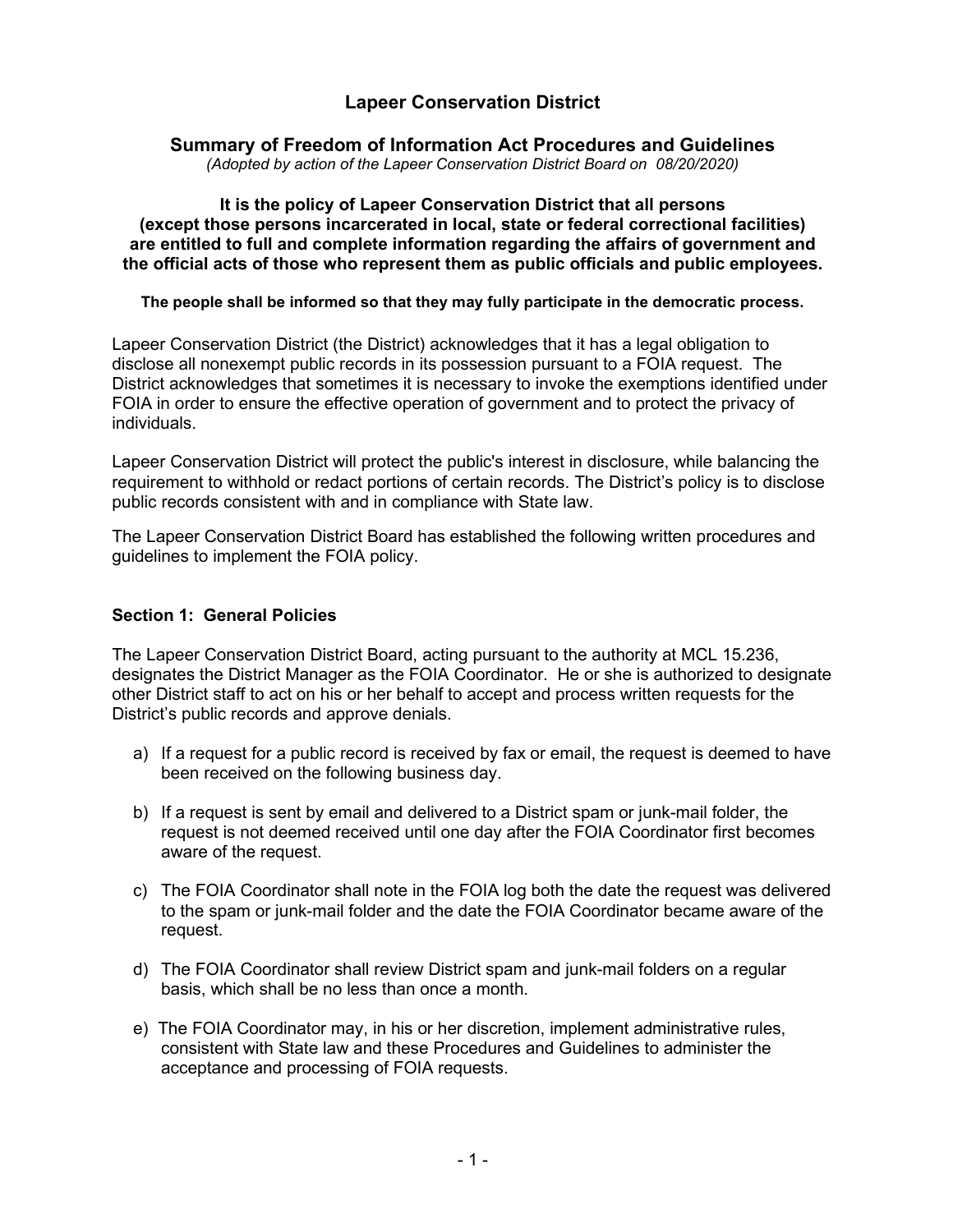# Lapeer Conservation District

## Summary of Freedom of Information Act Procedures and Guidelines

*(Adopted by action of the Lapeer Conservation District Board on 08/20/2020)*

**It is the policy of Lapeer Conservation District that all persons (except those persons incarcerated in local, state or federal correctional facilities) are entitled to full and complete information regarding the affairs of government and the official acts of those who represent them as public officials and public employees.**

**The people shall be informed so that they may fully participate in the democratic process.**

Lapeer Conservation District (the District) acknowledges that it has a legal obligation to disclose all nonexempt public records in its possession pursuant to a FOIA request. The District acknowledges that sometimes it is necessary to invoke the exemptions identified under FOIA in order to ensure the effective operation of government and to protect the privacy of individuals.

Lapeer Conservation District will protect the public's interest in disclosure, while balancing the requirement to withhold or redact portions of certain records. The District's policy is to disclose public records consistent with and in compliance with State law.

The Lapeer Conservation District Board has established the following written procedures and guidelines to implement the FOIA policy.

### Section 1: General Policies

The Lapeer Conservation District Board, acting pursuant to the authority at MCL 15.236, designates the District Manager as the FOIA Coordinator. He or she is authorized to designate other District staff to act on his or her behalf to accept and process written requests for the District's public records and approve denials.

a) If a request for a public record is received by fax or email, the request is deemed to have been received on the following business day.

b) If a request is sent by email and delivered to a District spam or junk-mail folder, the request is not deemed received until one day after the FOIA Coordinator first becomes aware of the request.

c) The FOIA Coordinator shall note in the FOIA log both the date the request was delivered to the spam or junk-mail folder and the date the FOIA Coordinator became aware of the request.

d) The FOIA Coordinator shall review District spam and junk-mail folders on a regular basis, which shall be no less than once a month.

e) The FOIA Coordinator may, in his or her discretion, implement administrative rules, consistent with State law and these Procedures and Guidelines to administer the acceptance and processing of FOIA requests.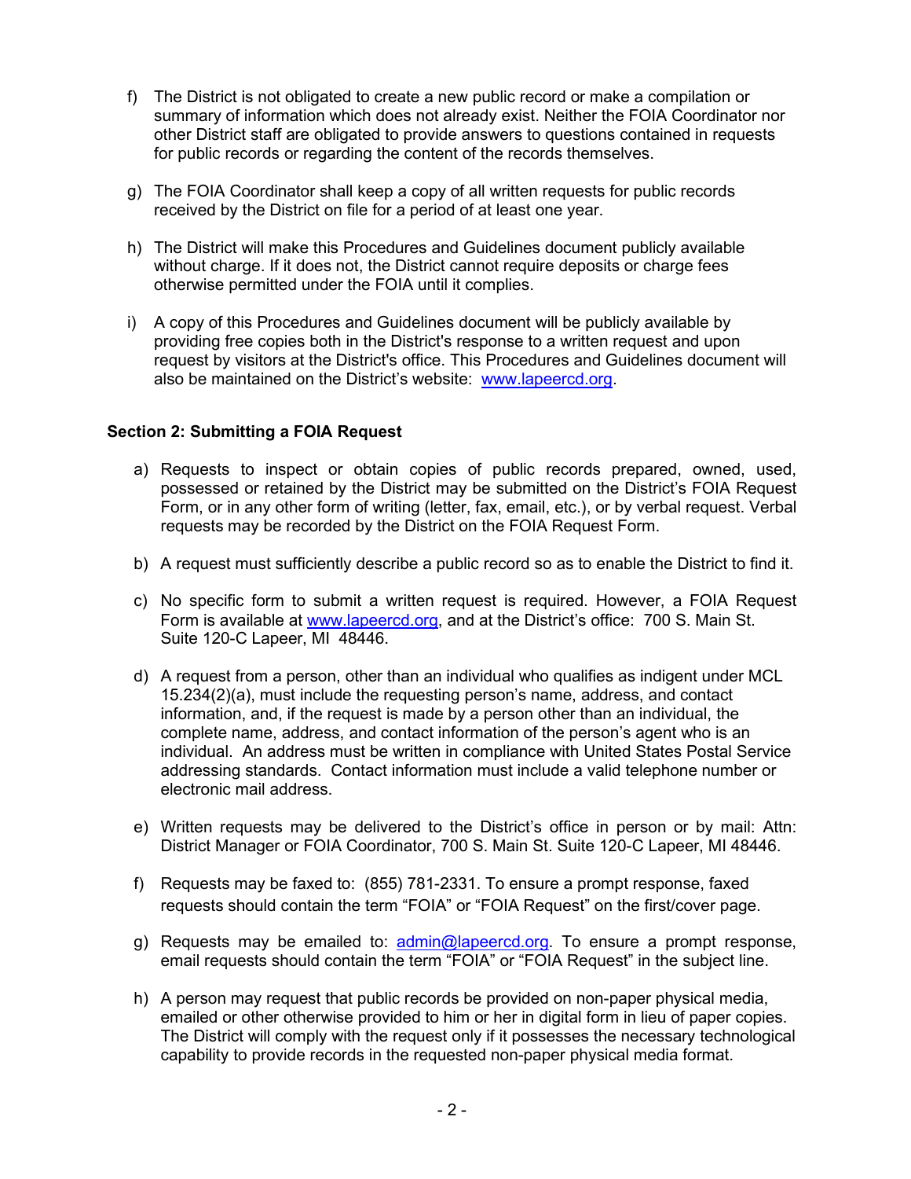f) The District is not obligated to create a new public record or make a compilation or summary of information which does not already exist. Neither the FOIA Coordinator nor other District staff are obligated to provide answers to questions contained in requests for public records or regarding the content of the records themselves.

g) The FOIA Coordinator shall keep a copy of all written requests for public records received by the District on file for a period of at least one year.

h) The District will make this Procedures and Guidelines document publicly available without charge. If it does not, the District cannot require deposits or charge fees otherwise permitted under the FOIA until it complies.

i) A copy of this Procedures and Guidelines document will be publicly available by providing free copies both in the District's response to a written request and upon request by visitors at the District's office. This Procedures and Guidelines document will also be maintained on the District's website: www.lapeercd.org.

### Section 2: Submitting a FOIA Request

a) Requests to inspect or obtain copies of public records prepared, owned, used, possessed or retained by the District may be submitted on the District's FOIA Request Form, or in any other form of writing (letter, fax, email, etc.), or by verbal request. Verbal requests may be recorded by the District on the FOIA Request Form.

b) A request must sufficiently describe a public record so as to enable the District to find it.

c) No specific form to submit a written request is required. However, a FOIA Request Form is available at www.lapeercd.org, and at the District's office: 700 S. Main St. Suite 120-C Lapeer, MI 48446.

d) A request from a person, other than an individual who qualifies as indigent under MCL 15.234(2)(a), must include the requesting person's name, address, and contact information, and, if the request is made by a person other than an individual, the complete name, address, and contact information of the person's agent who is an individual. An address must be written in compliance with United States Postal Service addressing standards. Contact information must include a valid telephone number or electronic mail address.

e) Written requests may be delivered to the District's office in person or by mail: Attn: District Manager or FOIA Coordinator, 700 S. Main St. Suite 120-C Lapeer, MI 48446.

f) Requests may be faxed to: (855) 781-2331. To ensure a prompt response, faxed requests should contain the term "FOIA" or "FOIA Request" on the first/cover page.

g) Requests may be emailed to: admin@lapeercd.org. To ensure a prompt response, email requests should contain the term "FOIA" or "FOIA Request" in the subject line.

h) A person may request that public records be provided on non-paper physical media, emailed or other otherwise provided to him or her in digital form in lieu of paper copies. The District will comply with the request only if it possesses the necessary technological capability to provide records in the requested non-paper physical media format.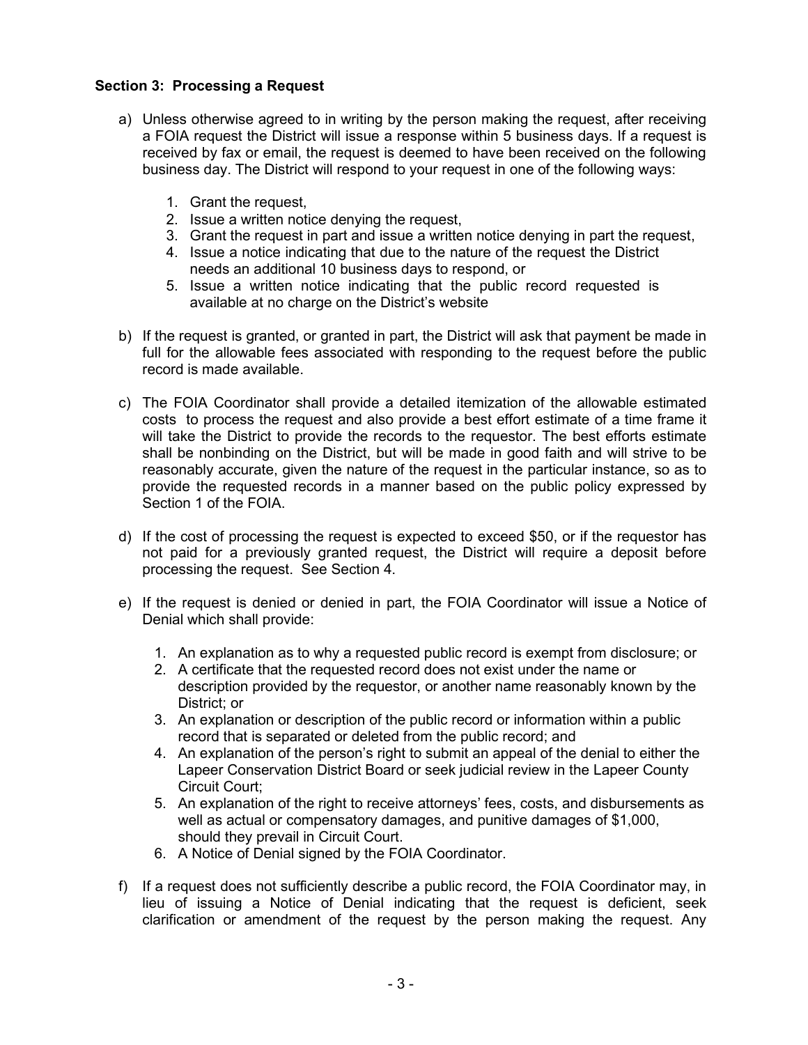**Section 3: Processing a Request**

a) Unless otherwise agreed to in writing by the person making the request, after receiving a FOIA request the District will issue a response within 5 business days. If a request is received by fax or email, the request is deemed to have been received on the following business day. The District will respond to your request in one of the following ways:

   1. Grant the request,
   2. Issue a written notice denying the request,
   3. Grant the request in part and issue a written notice denying in part the request,
   4. Issue a notice indicating that due to the nature of the request the District needs an additional 10 business days to respond, or
   5. Issue a written notice indicating that the public record requested is available at no charge on the District's website

b) If the request is granted, or granted in part, the District will ask that payment be made in full for the allowable fees associated with responding to the request before the public record is made available.

c) The FOIA Coordinator shall provide a detailed itemization of the allowable estimated costs to process the request and also provide a best effort estimate of a time frame it will take the District to provide the records to the requestor. The best efforts estimate shall be nonbinding on the District, but will be made in good faith and will strive to be reasonably accurate, given the nature of the request in the particular instance, so as to provide the requested records in a manner based on the public policy expressed by Section 1 of the FOIA.

d) If the cost of processing the request is expected to exceed $50, or if the requestor has not paid for a previously granted request, the District will require a deposit before processing the request. See Section 4.

e) If the request is denied or denied in part, the FOIA Coordinator will issue a Notice of Denial which shall provide:

   1. An explanation as to why a requested public record is exempt from disclosure; or
   2. A certificate that the requested record does not exist under the name or description provided by the requestor, or another name reasonably known by the District; or
   3. An explanation or description of the public record or information within a public record that is separated or deleted from the public record; and
   4. An explanation of the person's right to submit an appeal of the denial to either the Lapeer Conservation District Board or seek judicial review in the Lapeer County Circuit Court;
   5. An explanation of the right to receive attorneys' fees, costs, and disbursements as well as actual or compensatory damages, and punitive damages of $1,000, should they prevail in Circuit Court.
   6. A Notice of Denial signed by the FOIA Coordinator.

f) If a request does not sufficiently describe a public record, the FOIA Coordinator may, in lieu of issuing a Notice of Denial indicating that the request is deficient, seek clarification or amendment of the request by the person making the request. Any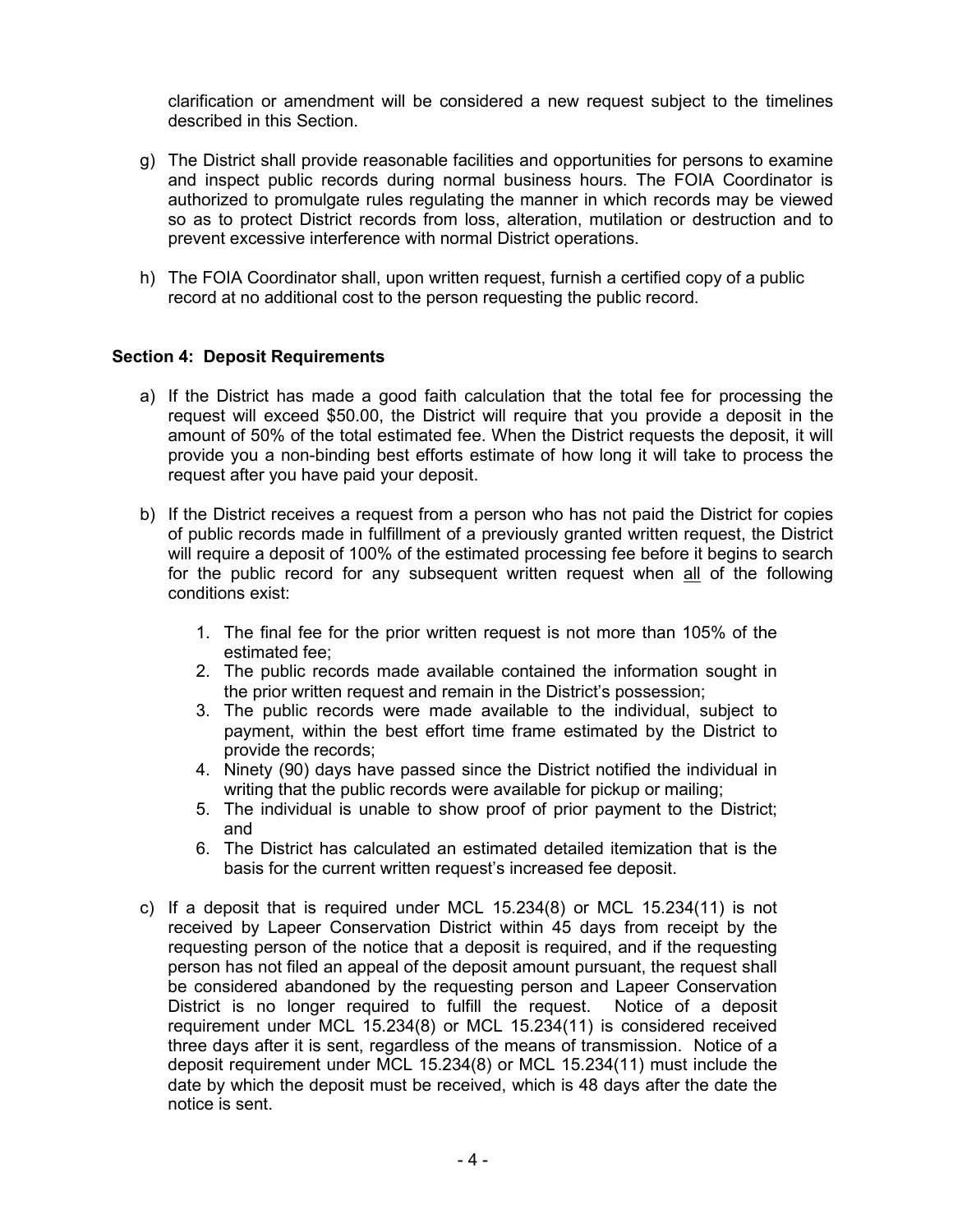clarification or amendment will be considered a new request subject to the timelines described in this Section.

g) The District shall provide reasonable facilities and opportunities for persons to examine and inspect public records during normal business hours. The FOIA Coordinator is authorized to promulgate rules regulating the manner in which records may be viewed so as to protect District records from loss, alteration, mutilation or destruction and to prevent excessive interference with normal District operations.

h) The FOIA Coordinator shall, upon written request, furnish a certified copy of a public record at no additional cost to the person requesting the public record.

**Section 4: Deposit Requirements**

a) If the District has made a good faith calculation that the total fee for processing the request will exceed $50.00, the District will require that you provide a deposit in the amount of 50% of the total estimated fee. When the District requests the deposit, it will provide you a non-binding best efforts estimate of how long it will take to process the request after you have paid your deposit.

b) If the District receives a request from a person who has not paid the District for copies of public records made in fulfillment of a previously granted written request, the District will require a deposit of 100% of the estimated processing fee before it begins to search for the public record for any subsequent written request when all of the following conditions exist:

   1. The final fee for the prior written request is not more than 105% of the estimated fee;
   2. The public records made available contained the information sought in the prior written request and remain in the District's possession;
   3. The public records were made available to the individual, subject to payment, within the best effort time frame estimated by the District to provide the records;
   4. Ninety (90) days have passed since the District notified the individual in writing that the public records were available for pickup or mailing;
   5. The individual is unable to show proof of prior payment to the District; and
   6. The District has calculated an estimated detailed itemization that is the basis for the current written request's increased fee deposit.

c) If a deposit that is required under MCL 15.234(8) or MCL 15.234(11) is not received by Lapeer Conservation District within 45 days from receipt by the requesting person of the notice that a deposit is required, and if the requesting person has not filed an appeal of the deposit amount pursuant, the request shall be considered abandoned by the requesting person and Lapeer Conservation District is no longer required to fulfill the request. Notice of a deposit requirement under MCL 15.234(8) or MCL 15.234(11) is considered received three days after it is sent, regardless of the means of transmission. Notice of a deposit requirement under MCL 15.234(8) or MCL 15.234(11) must include the date by which the deposit must be received, which is 48 days after the date the notice is sent.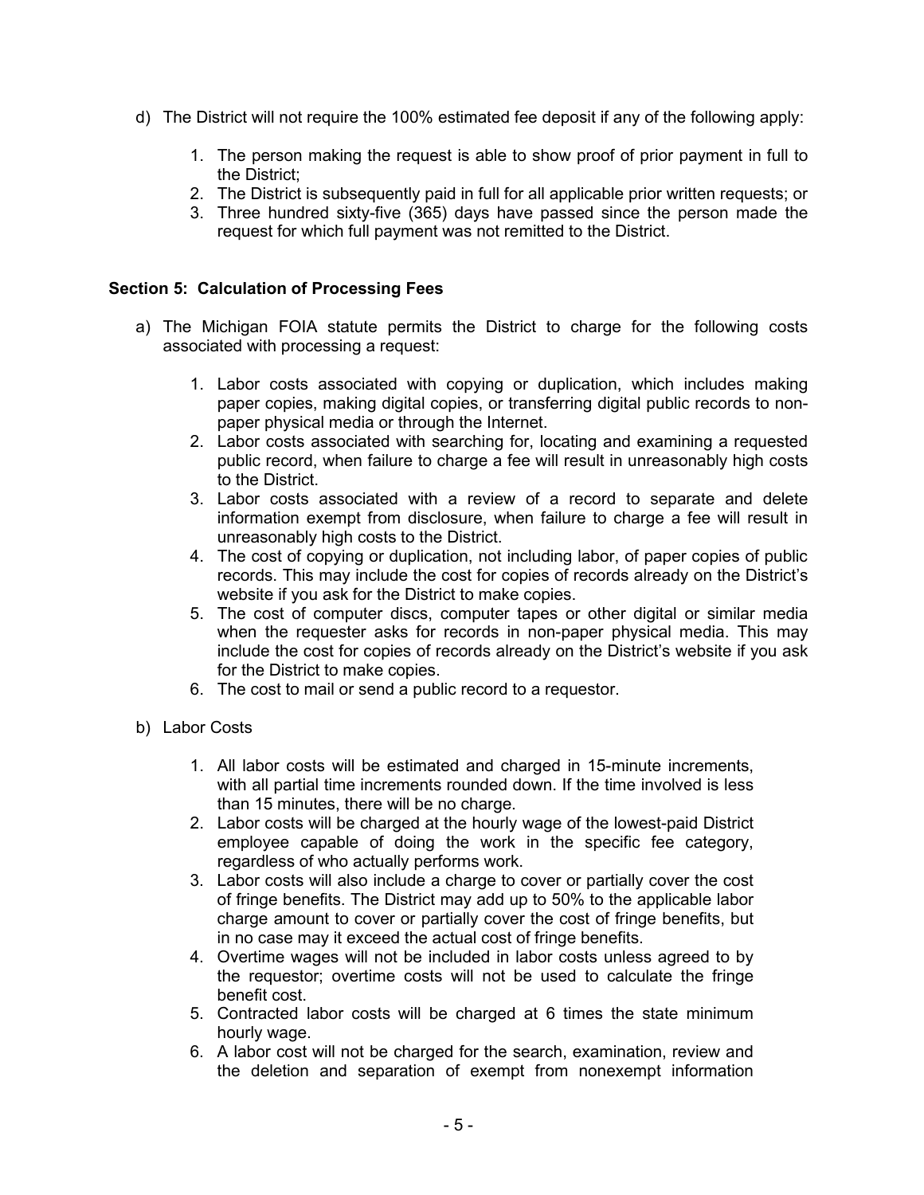d) The District will not require the 100% estimated fee deposit if any of the following apply:

   1. The person making the request is able to show proof of prior payment in full to the District;
   2. The District is subsequently paid in full for all applicable prior written requests; or
   3. Three hundred sixty-five (365) days have passed since the person made the request for which full payment was not remitted to the District.

### Section 5: Calculation of Processing Fees

a) The Michigan FOIA statute permits the District to charge for the following costs associated with processing a request:

   1. Labor costs associated with copying or duplication, which includes making paper copies, making digital copies, or transferring digital public records to non-paper physical media or through the Internet.
   2. Labor costs associated with searching for, locating and examining a requested public record, when failure to charge a fee will result in unreasonably high costs to the District.
   3. Labor costs associated with a review of a record to separate and delete information exempt from disclosure, when failure to charge a fee will result in unreasonably high costs to the District.
   4. The cost of copying or duplication, not including labor, of paper copies of public records. This may include the cost for copies of records already on the District's website if you ask for the District to make copies.
   5. The cost of computer discs, computer tapes or other digital or similar media when the requester asks for records in non-paper physical media. This may include the cost for copies of records already on the District's website if you ask for the District to make copies.
   6. The cost to mail or send a public record to a requestor.

b) Labor Costs

   1. All labor costs will be estimated and charged in 15-minute increments, with all partial time increments rounded down. If the time involved is less than 15 minutes, there will be no charge.
   2. Labor costs will be charged at the hourly wage of the lowest-paid District employee capable of doing the work in the specific fee category, regardless of who actually performs work.
   3. Labor costs will also include a charge to cover or partially cover the cost of fringe benefits. The District may add up to 50% to the applicable labor charge amount to cover or partially cover the cost of fringe benefits, but in no case may it exceed the actual cost of fringe benefits.
   4. Overtime wages will not be included in labor costs unless agreed to by the requestor; overtime costs will not be used to calculate the fringe benefit cost.
   5. Contracted labor costs will be charged at 6 times the state minimum hourly wage.
   6. A labor cost will not be charged for the search, examination, review and the deletion and separation of exempt from nonexempt information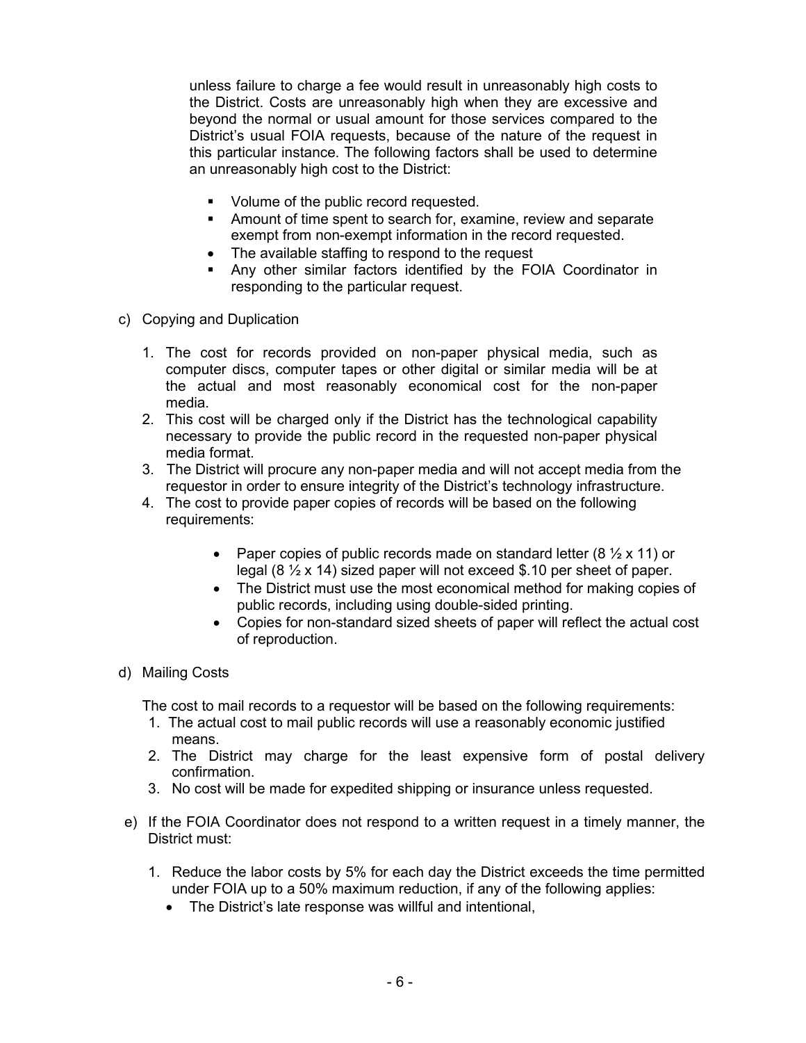unless failure to charge a fee would result in unreasonably high costs to the District. Costs are unreasonably high when they are excessive and beyond the normal or usual amount for those services compared to the District's usual FOIA requests, because of the nature of the request in this particular instance. The following factors shall be used to determine an unreasonably high cost to the District:

- Volume of the public record requested.
- Amount of time spent to search for, examine, review and separate exempt from non-exempt information in the record requested.
- The available staffing to respond to the request
- Any other similar factors identified by the FOIA Coordinator in responding to the particular request.

c) Copying and Duplication

1. The cost for records provided on non-paper physical media, such as computer discs, computer tapes or other digital or similar media will be at the actual and most reasonably economical cost for the non-paper media.
2. This cost will be charged only if the District has the technological capability necessary to provide the public record in the requested non-paper physical media format.
3. The District will procure any non-paper media and will not accept media from the requestor in order to ensure integrity of the District's technology infrastructure.
4. The cost to provide paper copies of records will be based on the following requirements:
   - Paper copies of public records made on standard letter (8 ½ x 11) or legal (8 ½ x 14) sized paper will not exceed $.10 per sheet of paper.
   - The District must use the most economical method for making copies of public records, including using double-sided printing.
   - Copies for non-standard sized sheets of paper will reflect the actual cost of reproduction.

d) Mailing Costs

The cost to mail records to a requestor will be based on the following requirements:

1. The actual cost to mail public records will use a reasonably economic justified means.
2. The District may charge for the least expensive form of postal delivery confirmation.
3. No cost will be made for expedited shipping or insurance unless requested.

e) If the FOIA Coordinator does not respond to a written request in a timely manner, the District must:

1. Reduce the labor costs by 5% for each day the District exceeds the time permitted under FOIA up to a 50% maximum reduction, if any of the following applies:
   - The District's late response was willful and intentional,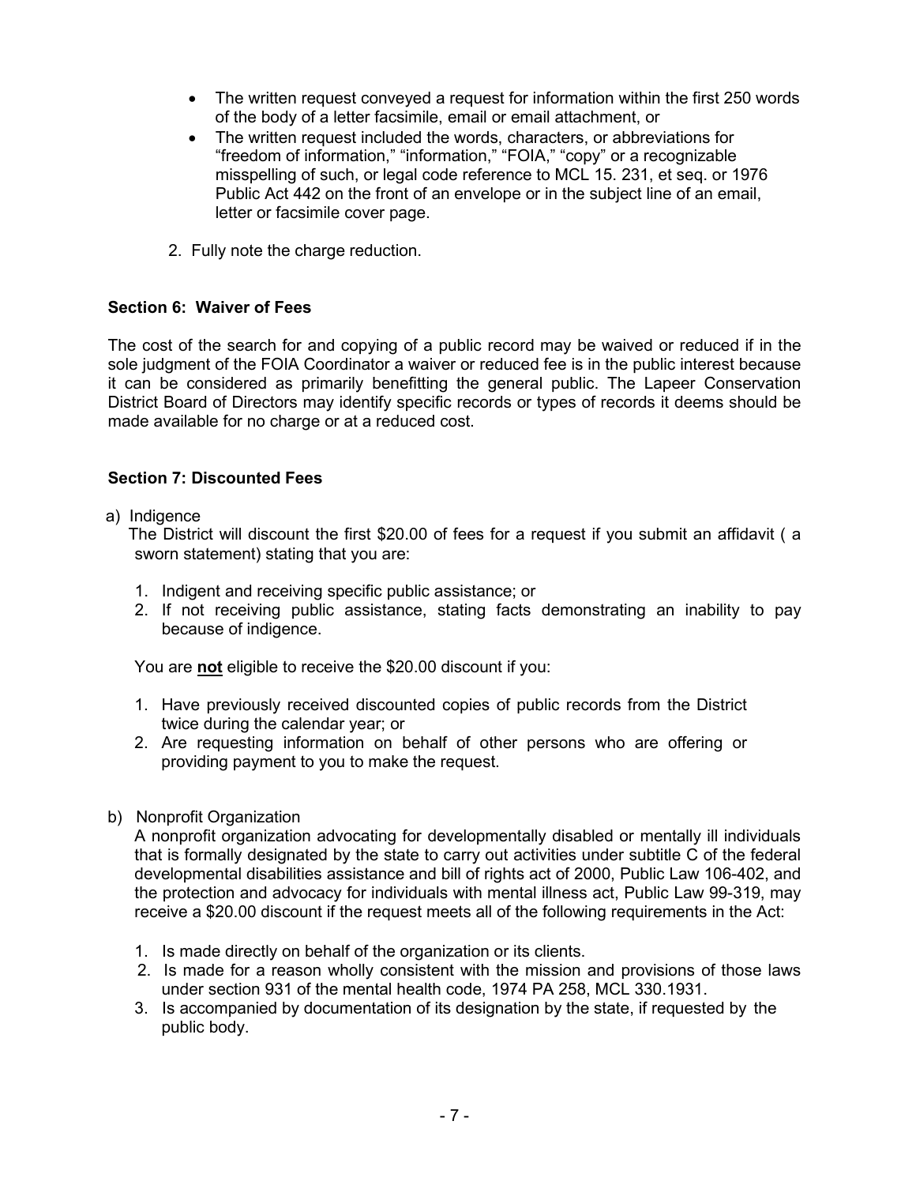- The written request conveyed a request for information within the first 250 words of the body of a letter facsimile, email or email attachment, or
- The written request included the words, characters, or abbreviations for "freedom of information," "information," "FOIA," "copy" or a recognizable misspelling of such, or legal code reference to MCL 15. 231, et seq. or 1976 Public Act 442 on the front of an envelope or in the subject line of an email, letter or facsimile cover page.

2. Fully note the charge reduction.

**Section 6: Waiver of Fees**

The cost of the search for and copying of a public record may be waived or reduced if in the sole judgment of the FOIA Coordinator a waiver or reduced fee is in the public interest because it can be considered as primarily benefitting the general public. The Lapeer Conservation District Board of Directors may identify specific records or types of records it deems should be made available for no charge or at a reduced cost.

**Section 7: Discounted Fees**

a) Indigence

The District will discount the first $20.00 of fees for a request if you submit an affidavit ( a sworn statement) stating that you are:

1. Indigent and receiving specific public assistance; or
2. If not receiving public assistance, stating facts demonstrating an inability to pay because of indigence.

You are <u>**not**</u> eligible to receive the $20.00 discount if you:

1. Have previously received discounted copies of public records from the District twice during the calendar year; or
2. Are requesting information on behalf of other persons who are offering or providing payment to you to make the request.

b) Nonprofit Organization

A nonprofit organization advocating for developmentally disabled or mentally ill individuals that is formally designated by the state to carry out activities under subtitle C of the federal developmental disabilities assistance and bill of rights act of 2000, Public Law 106-402, and the protection and advocacy for individuals with mental illness act, Public Law 99-319, may receive a $20.00 discount if the request meets all of the following requirements in the Act:

1. Is made directly on behalf of the organization or its clients.
2. Is made for a reason wholly consistent with the mission and provisions of those laws under section 931 of the mental health code, 1974 PA 258, MCL 330.1931.
3. Is accompanied by documentation of its designation by the state, if requested by the public body.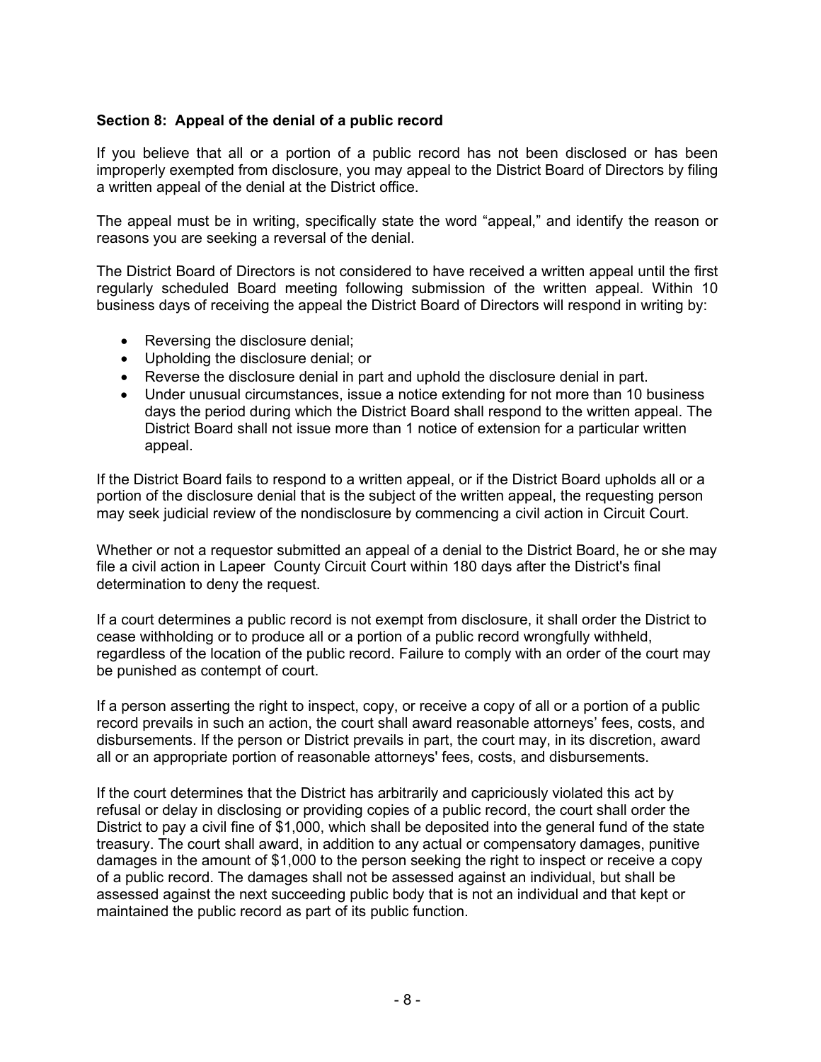### Section 8: Appeal of the denial of a public record

If you believe that all or a portion of a public record has not been disclosed or has been improperly exempted from disclosure, you may appeal to the District Board of Directors by filing a written appeal of the denial at the District office.

The appeal must be in writing, specifically state the word "appeal," and identify the reason or reasons you are seeking a reversal of the denial.

The District Board of Directors is not considered to have received a written appeal until the first regularly scheduled Board meeting following submission of the written appeal. Within 10 business days of receiving the appeal the District Board of Directors will respond in writing by:

- Reversing the disclosure denial;
- Upholding the disclosure denial; or
- Reverse the disclosure denial in part and uphold the disclosure denial in part.
- Under unusual circumstances, issue a notice extending for not more than 10 business days the period during which the District Board shall respond to the written appeal. The District Board shall not issue more than 1 notice of extension for a particular written appeal.

If the District Board fails to respond to a written appeal, or if the District Board upholds all or a portion of the disclosure denial that is the subject of the written appeal, the requesting person may seek judicial review of the nondisclosure by commencing a civil action in Circuit Court.

Whether or not a requestor submitted an appeal of a denial to the District Board, he or she may file a civil action in Lapeer County Circuit Court within 180 days after the District's final determination to deny the request.

If a court determines a public record is not exempt from disclosure, it shall order the District to cease withholding or to produce all or a portion of a public record wrongfully withheld, regardless of the location of the public record. Failure to comply with an order of the court may be punished as contempt of court.

If a person asserting the right to inspect, copy, or receive a copy of all or a portion of a public record prevails in such an action, the court shall award reasonable attorneys' fees, costs, and disbursements. If the person or District prevails in part, the court may, in its discretion, award all or an appropriate portion of reasonable attorneys' fees, costs, and disbursements.

If the court determines that the District has arbitrarily and capriciously violated this act by refusal or delay in disclosing or providing copies of a public record, the court shall order the District to pay a civil fine of $1,000, which shall be deposited into the general fund of the state treasury. The court shall award, in addition to any actual or compensatory damages, punitive damages in the amount of $1,000 to the person seeking the right to inspect or receive a copy of a public record. The damages shall not be assessed against an individual, but shall be assessed against the next succeeding public body that is not an individual and that kept or maintained the public record as part of its public function.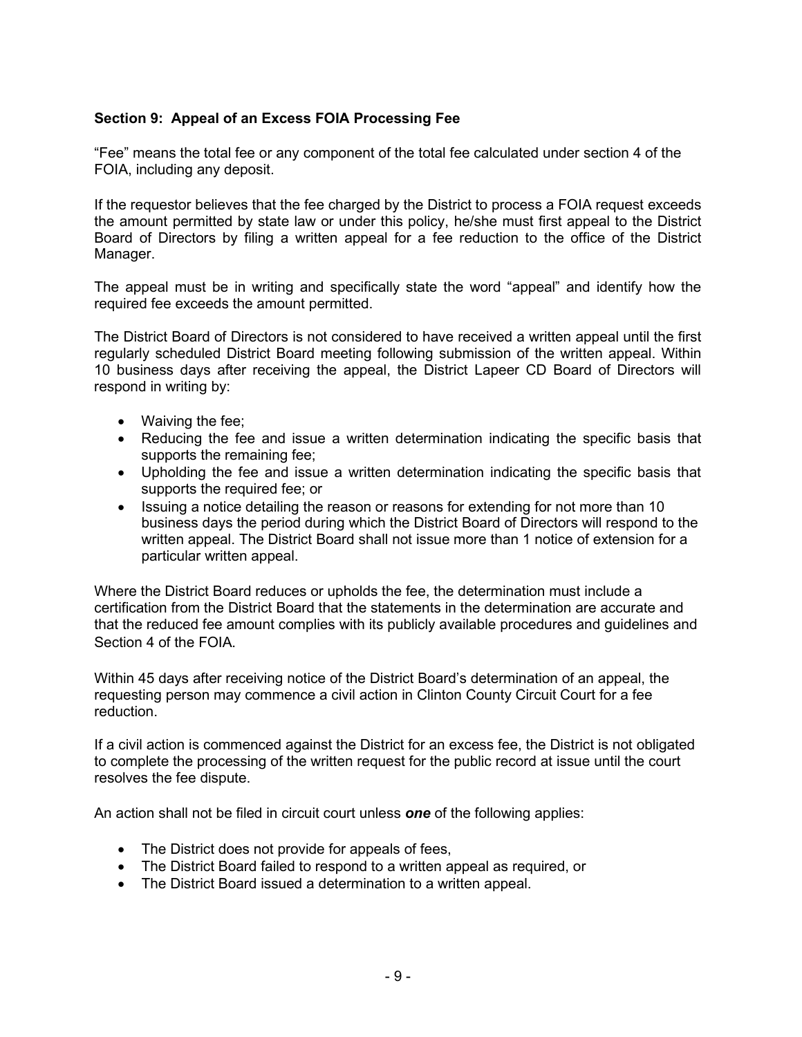**Section 9: Appeal of an Excess FOIA Processing Fee**

"Fee" means the total fee or any component of the total fee calculated under section 4 of the FOIA, including any deposit.

If the requestor believes that the fee charged by the District to process a FOIA request exceeds the amount permitted by state law or under this policy, he/she must first appeal to the District Board of Directors by filing a written appeal for a fee reduction to the office of the District Manager.

The appeal must be in writing and specifically state the word "appeal" and identify how the required fee exceeds the amount permitted.

The District Board of Directors is not considered to have received a written appeal until the first regularly scheduled District Board meeting following submission of the written appeal. Within 10 business days after receiving the appeal, the District Lapeer CD Board of Directors will respond in writing by:

- Waiving the fee;
- Reducing the fee and issue a written determination indicating the specific basis that supports the remaining fee;
- Upholding the fee and issue a written determination indicating the specific basis that supports the required fee; or
- Issuing a notice detailing the reason or reasons for extending for not more than 10 business days the period during which the District Board of Directors will respond to the written appeal. The District Board shall not issue more than 1 notice of extension for a particular written appeal.

Where the District Board reduces or upholds the fee, the determination must include a certification from the District Board that the statements in the determination are accurate and that the reduced fee amount complies with its publicly available procedures and guidelines and Section 4 of the FOIA.

Within 45 days after receiving notice of the District Board's determination of an appeal, the requesting person may commence a civil action in Clinton County Circuit Court for a fee reduction.

If a civil action is commenced against the District for an excess fee, the District is not obligated to complete the processing of the written request for the public record at issue until the court resolves the fee dispute.

An action shall not be filed in circuit court unless ***one*** of the following applies:

- The District does not provide for appeals of fees,
- The District Board failed to respond to a written appeal as required, or
- The District Board issued a determination to a written appeal.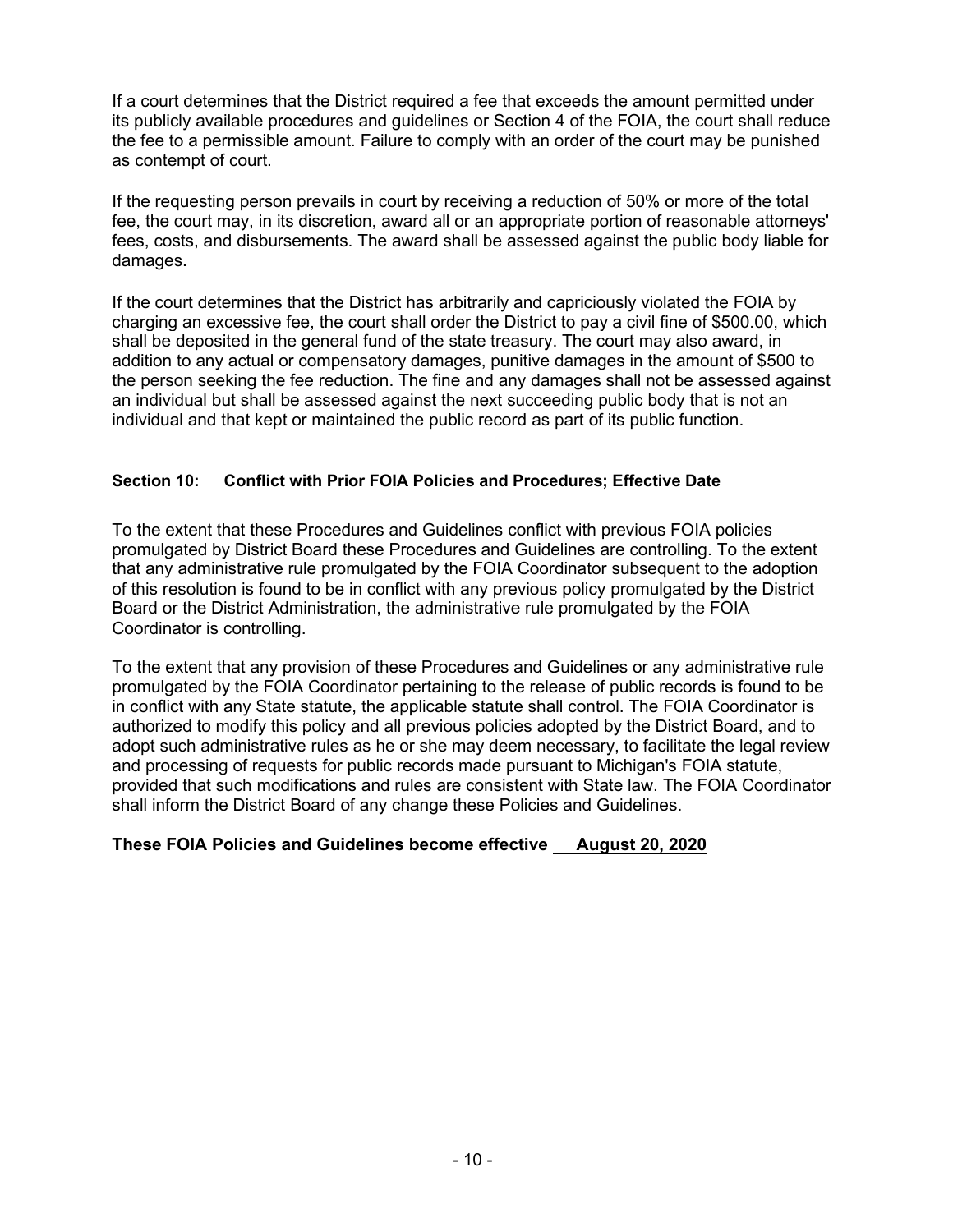If a court determines that the District required a fee that exceeds the amount permitted under its publicly available procedures and guidelines or Section 4 of the FOIA, the court shall reduce the fee to a permissible amount. Failure to comply with an order of the court may be punished as contempt of court.

If the requesting person prevails in court by receiving a reduction of 50% or more of the total fee, the court may, in its discretion, award all or an appropriate portion of reasonable attorneys' fees, costs, and disbursements. The award shall be assessed against the public body liable for damages.

If the court determines that the District has arbitrarily and capriciously violated the FOIA by charging an excessive fee, the court shall order the District to pay a civil fine of $500.00, which shall be deposited in the general fund of the state treasury. The court may also award, in addition to any actual or compensatory damages, punitive damages in the amount of $500 to the person seeking the fee reduction. The fine and any damages shall not be assessed against an individual but shall be assessed against the next succeeding public body that is not an individual and that kept or maintained the public record as part of its public function.

**Section 10: Conflict with Prior FOIA Policies and Procedures; Effective Date**

To the extent that these Procedures and Guidelines conflict with previous FOIA policies promulgated by District Board these Procedures and Guidelines are controlling. To the extent that any administrative rule promulgated by the FOIA Coordinator subsequent to the adoption of this resolution is found to be in conflict with any previous policy promulgated by the District Board or the District Administration, the administrative rule promulgated by the FOIA Coordinator is controlling.

To the extent that any provision of these Procedures and Guidelines or any administrative rule promulgated by the FOIA Coordinator pertaining to the release of public records is found to be in conflict with any State statute, the applicable statute shall control. The FOIA Coordinator is authorized to modify this policy and all previous policies adopted by the District Board, and to adopt such administrative rules as he or she may deem necessary, to facilitate the legal review and processing of requests for public records made pursuant to Michigan's FOIA statute, provided that such modifications and rules are consistent with State law. The FOIA Coordinator shall inform the District Board of any change these Policies and Guidelines.

**These FOIA Policies and Guidelines become effective August 20, 2020**